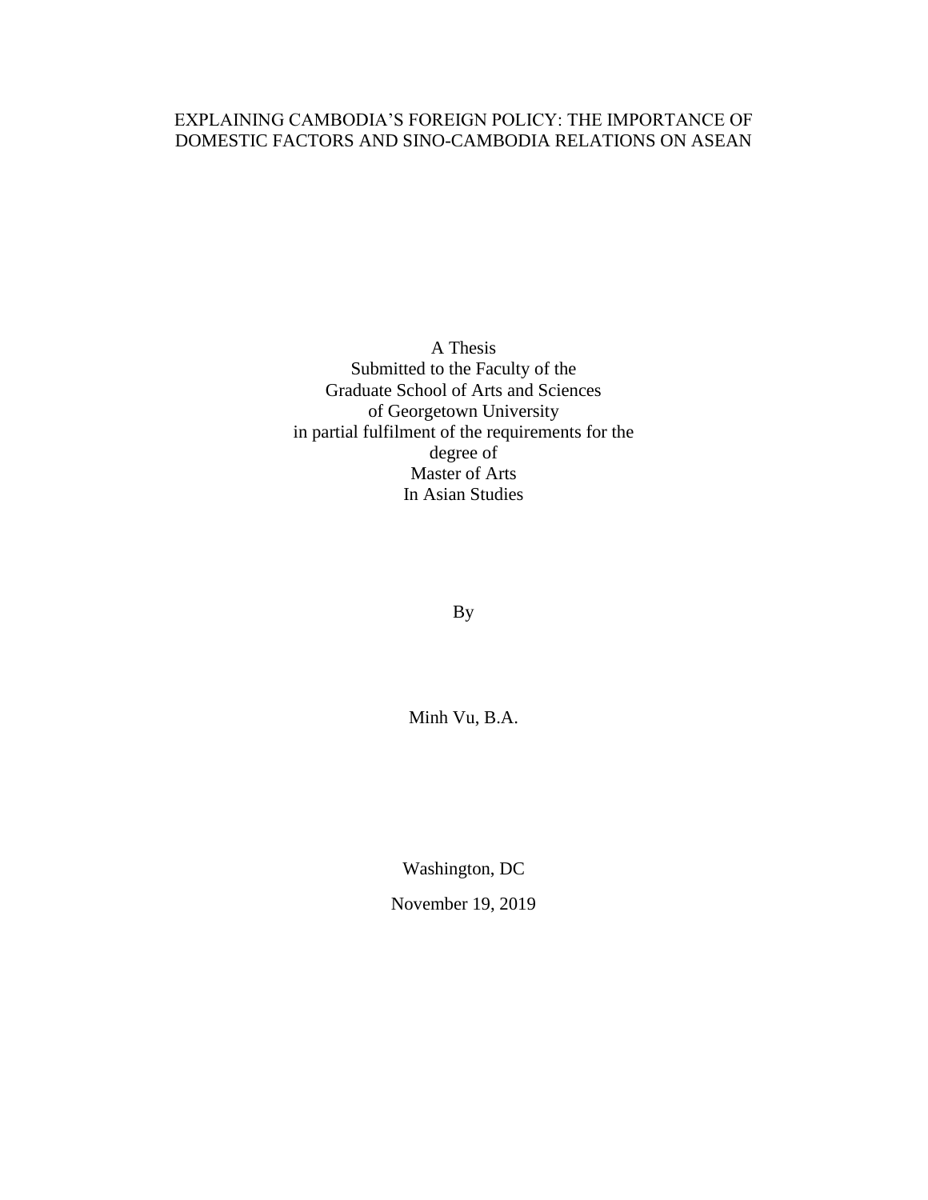# EXPLAINING CAMBODIA'S FOREIGN POLICY: THE IMPORTANCE OF DOMESTIC FACTORS AND SINO-CAMBODIA RELATIONS ON ASEAN

A Thesis
Submitted to the Faculty of the
Graduate School of Arts and Sciences
of Georgetown University
in partial fulfilment of the requirements for the
degree of
Master of Arts
In Asian Studies

By

Minh Vu, B.A.

Washington, DC

November 19, 2019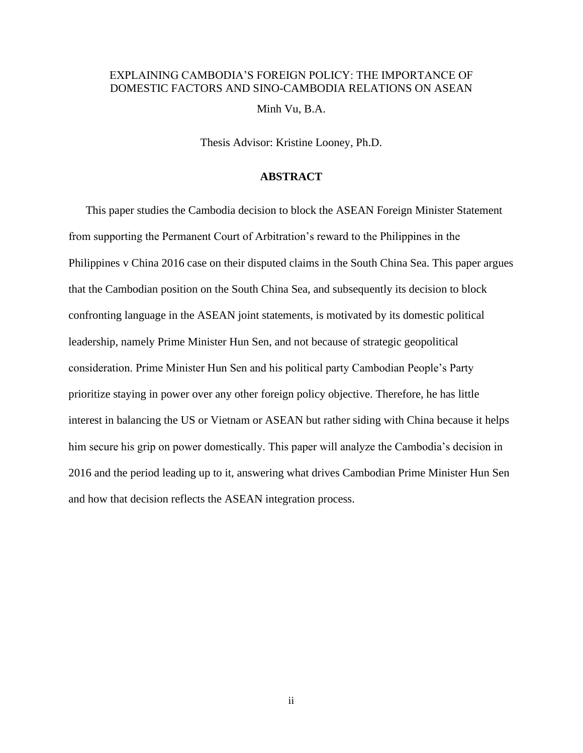EXPLAINING CAMBODIA'S FOREIGN POLICY: THE IMPORTANCE OF DOMESTIC FACTORS AND SINO-CAMBODIA RELATIONS ON ASEAN

Minh Vu, B.A.

Thesis Advisor: Kristine Looney, Ph.D.

## ABSTRACT

This paper studies the Cambodia decision to block the ASEAN Foreign Minister Statement from supporting the Permanent Court of Arbitration's reward to the Philippines in the Philippines v China 2016 case on their disputed claims in the South China Sea. This paper argues that the Cambodian position on the South China Sea, and subsequently its decision to block confronting language in the ASEAN joint statements, is motivated by its domestic political leadership, namely Prime Minister Hun Sen, and not because of strategic geopolitical consideration. Prime Minister Hun Sen and his political party Cambodian People's Party prioritize staying in power over any other foreign policy objective. Therefore, he has little interest in balancing the US or Vietnam or ASEAN but rather siding with China because it helps him secure his grip on power domestically. This paper will analyze the Cambodia's decision in 2016 and the period leading up to it, answering what drives Cambodian Prime Minister Hun Sen and how that decision reflects the ASEAN integration process.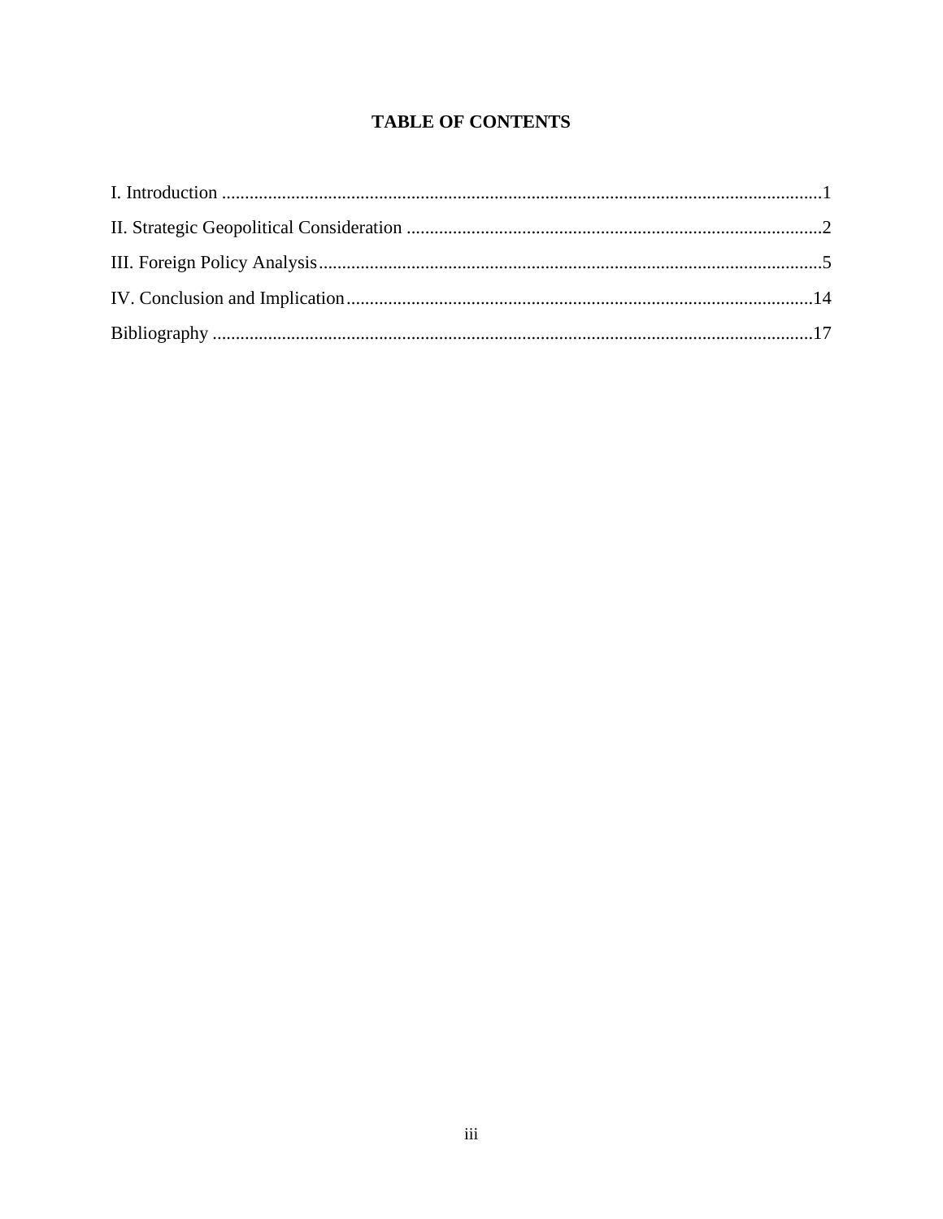# TABLE OF CONTENTS

I. Introduction ....................................................................................................................1

II. Strategic Geopolitical Consideration ..............................................................................2

III. Foreign Policy Analysis.................................................................................................5

IV. Conclusion and Implication.........................................................................................14

Bibliography ......................................................................................................................17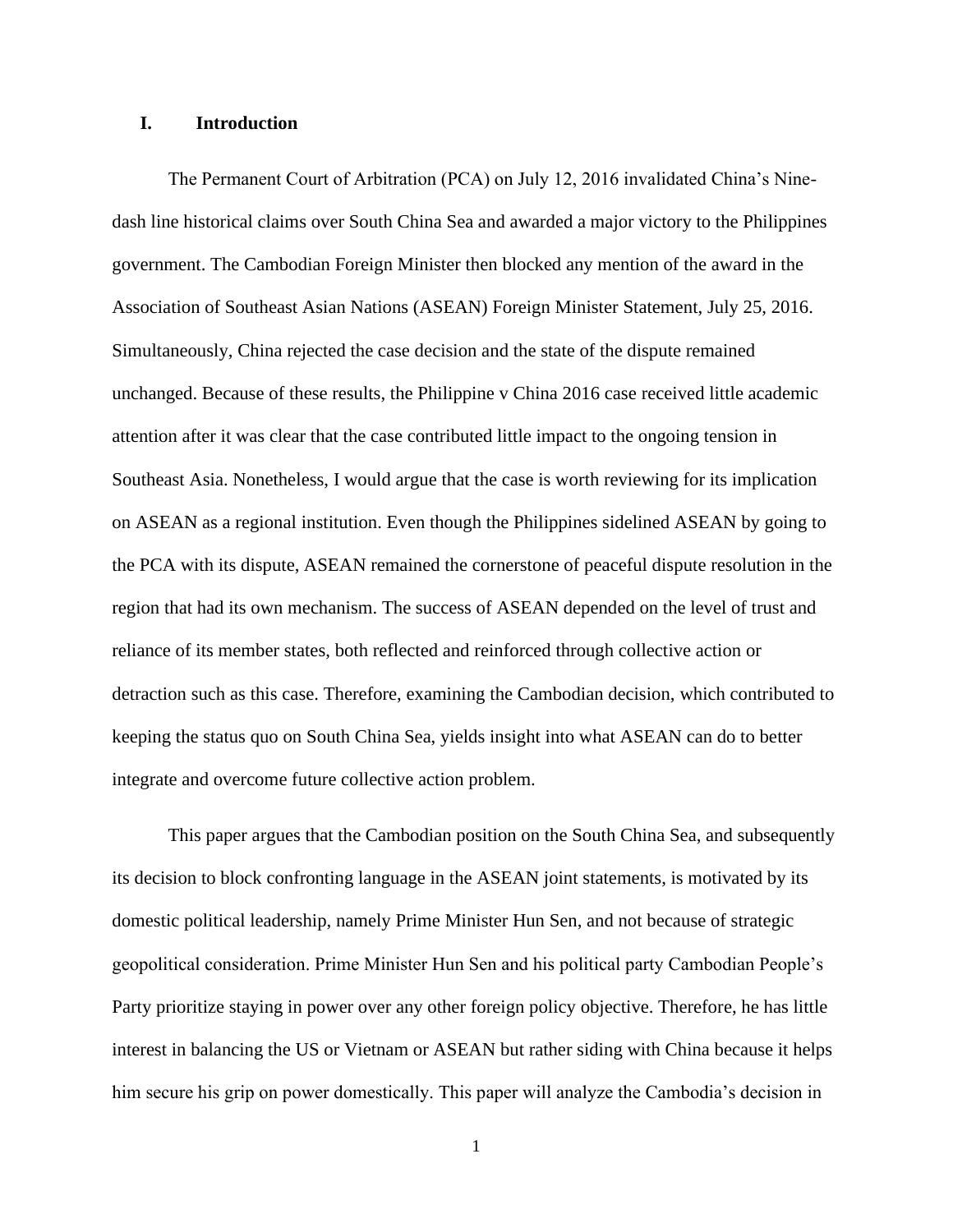## I. Introduction

The Permanent Court of Arbitration (PCA) on July 12, 2016 invalidated China's Nine-dash line historical claims over South China Sea and awarded a major victory to the Philippines government. The Cambodian Foreign Minister then blocked any mention of the award in the Association of Southeast Asian Nations (ASEAN) Foreign Minister Statement, July 25, 2016. Simultaneously, China rejected the case decision and the state of the dispute remained unchanged. Because of these results, the Philippine v China 2016 case received little academic attention after it was clear that the case contributed little impact to the ongoing tension in Southeast Asia. Nonetheless, I would argue that the case is worth reviewing for its implication on ASEAN as a regional institution. Even though the Philippines sidelined ASEAN by going to the PCA with its dispute, ASEAN remained the cornerstone of peaceful dispute resolution in the region that had its own mechanism. The success of ASEAN depended on the level of trust and reliance of its member states, both reflected and reinforced through collective action or detraction such as this case. Therefore, examining the Cambodian decision, which contributed to keeping the status quo on South China Sea, yields insight into what ASEAN can do to better integrate and overcome future collective action problem.

This paper argues that the Cambodian position on the South China Sea, and subsequently its decision to block confronting language in the ASEAN joint statements, is motivated by its domestic political leadership, namely Prime Minister Hun Sen, and not because of strategic geopolitical consideration. Prime Minister Hun Sen and his political party Cambodian People's Party prioritize staying in power over any other foreign policy objective. Therefore, he has little interest in balancing the US or Vietnam or ASEAN but rather siding with China because it helps him secure his grip on power domestically. This paper will analyze the Cambodia's decision in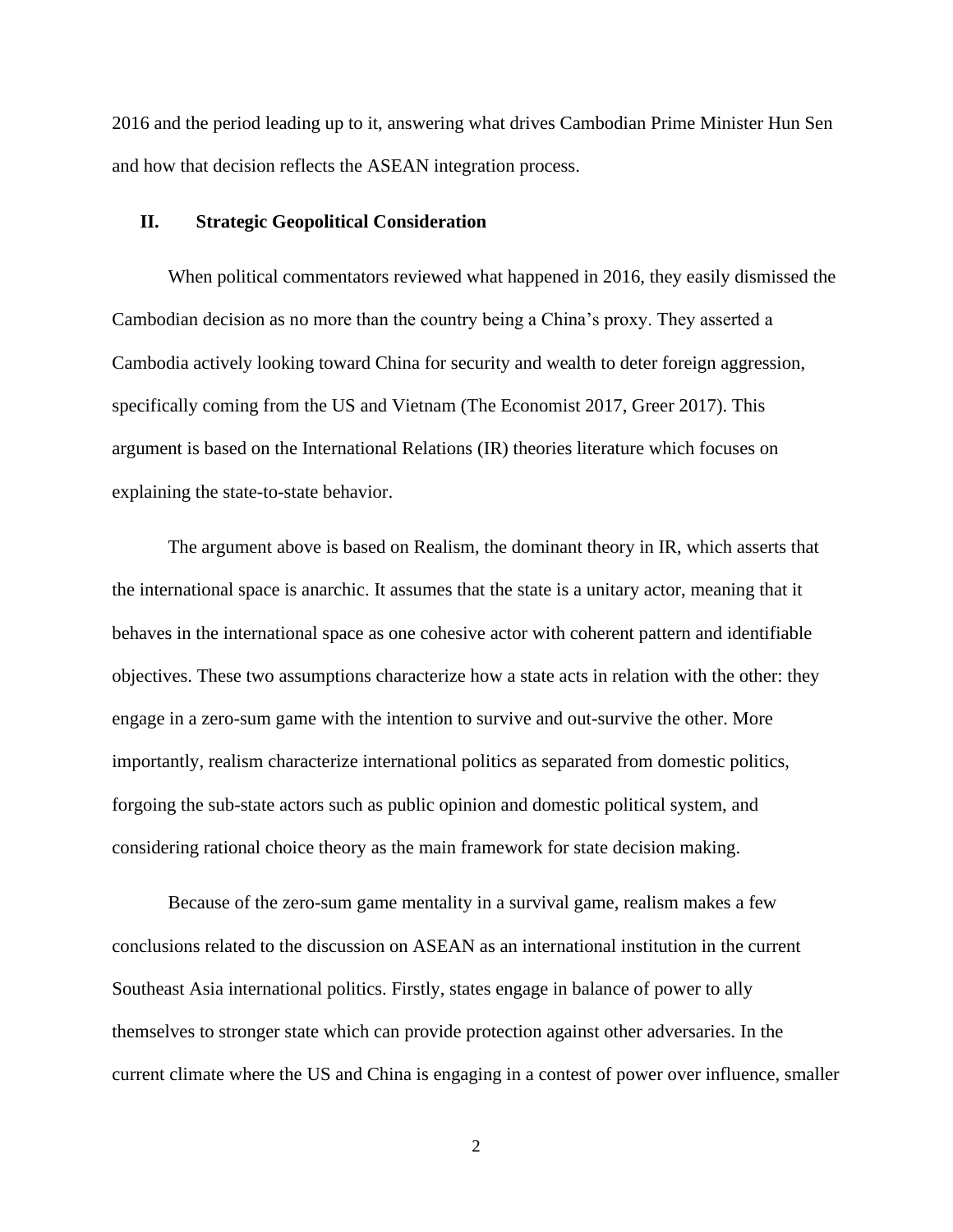2016 and the period leading up to it, answering what drives Cambodian Prime Minister Hun Sen and how that decision reflects the ASEAN integration process.

## II. Strategic Geopolitical Consideration

When political commentators reviewed what happened in 2016, they easily dismissed the Cambodian decision as no more than the country being a China's proxy. They asserted a Cambodia actively looking toward China for security and wealth to deter foreign aggression, specifically coming from the US and Vietnam (The Economist 2017, Greer 2017). This argument is based on the International Relations (IR) theories literature which focuses on explaining the state-to-state behavior.

The argument above is based on Realism, the dominant theory in IR, which asserts that the international space is anarchic. It assumes that the state is a unitary actor, meaning that it behaves in the international space as one cohesive actor with coherent pattern and identifiable objectives. These two assumptions characterize how a state acts in relation with the other: they engage in a zero-sum game with the intention to survive and out-survive the other. More importantly, realism characterize international politics as separated from domestic politics, forgoing the sub-state actors such as public opinion and domestic political system, and considering rational choice theory as the main framework for state decision making.

Because of the zero-sum game mentality in a survival game, realism makes a few conclusions related to the discussion on ASEAN as an international institution in the current Southeast Asia international politics. Firstly, states engage in balance of power to ally themselves to stronger state which can provide protection against other adversaries. In the current climate where the US and China is engaging in a contest of power over influence, smaller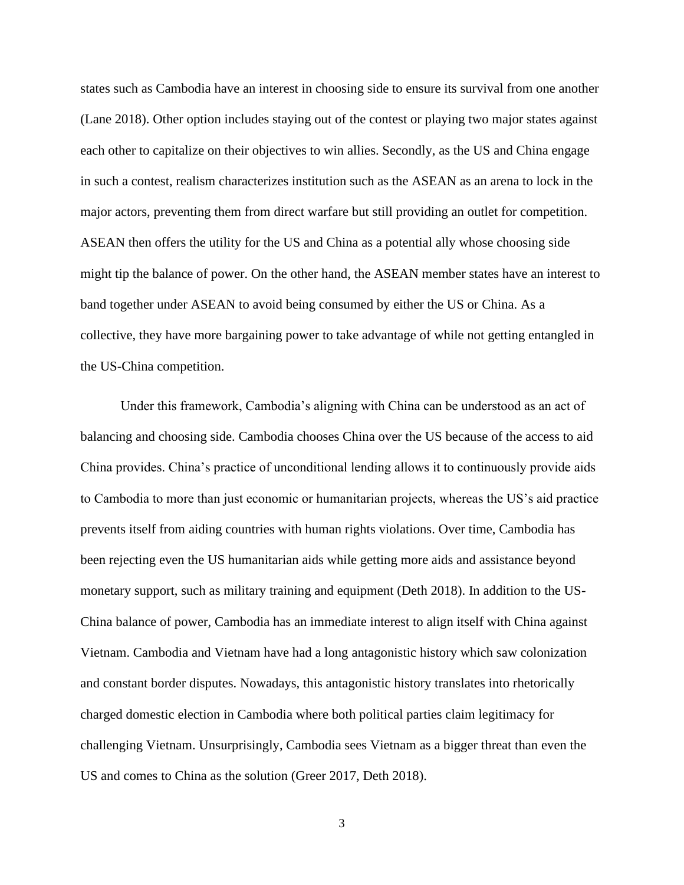states such as Cambodia have an interest in choosing side to ensure its survival from one another (Lane 2018). Other option includes staying out of the contest or playing two major states against each other to capitalize on their objectives to win allies. Secondly, as the US and China engage in such a contest, realism characterizes institution such as the ASEAN as an arena to lock in the major actors, preventing them from direct warfare but still providing an outlet for competition. ASEAN then offers the utility for the US and China as a potential ally whose choosing side might tip the balance of power. On the other hand, the ASEAN member states have an interest to band together under ASEAN to avoid being consumed by either the US or China. As a collective, they have more bargaining power to take advantage of while not getting entangled in the US-China competition.

Under this framework, Cambodia's aligning with China can be understood as an act of balancing and choosing side. Cambodia chooses China over the US because of the access to aid China provides. China's practice of unconditional lending allows it to continuously provide aids to Cambodia to more than just economic or humanitarian projects, whereas the US's aid practice prevents itself from aiding countries with human rights violations. Over time, Cambodia has been rejecting even the US humanitarian aids while getting more aids and assistance beyond monetary support, such as military training and equipment (Deth 2018). In addition to the US-China balance of power, Cambodia has an immediate interest to align itself with China against Vietnam. Cambodia and Vietnam have had a long antagonistic history which saw colonization and constant border disputes. Nowadays, this antagonistic history translates into rhetorically charged domestic election in Cambodia where both political parties claim legitimacy for challenging Vietnam. Unsurprisingly, Cambodia sees Vietnam as a bigger threat than even the US and comes to China as the solution (Greer 2017, Deth 2018).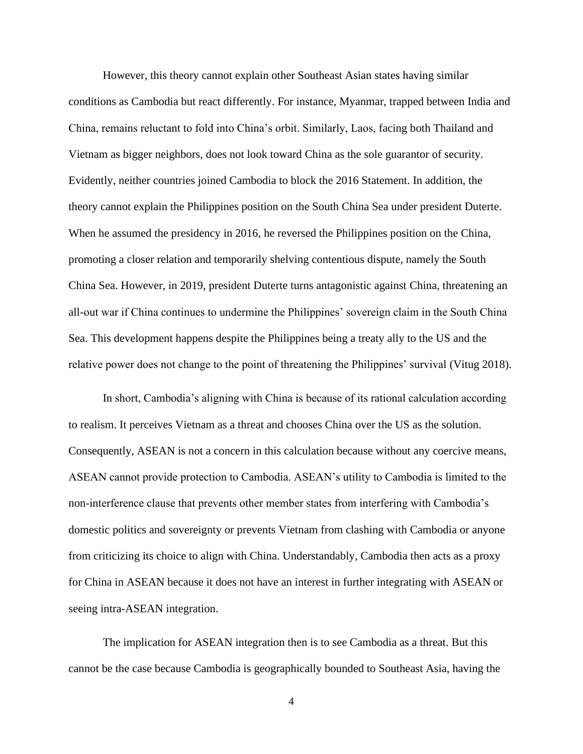However, this theory cannot explain other Southeast Asian states having similar conditions as Cambodia but react differently. For instance, Myanmar, trapped between India and China, remains reluctant to fold into China's orbit. Similarly, Laos, facing both Thailand and Vietnam as bigger neighbors, does not look toward China as the sole guarantor of security. Evidently, neither countries joined Cambodia to block the 2016 Statement. In addition, the theory cannot explain the Philippines position on the South China Sea under president Duterte. When he assumed the presidency in 2016, he reversed the Philippines position on the China, promoting a closer relation and temporarily shelving contentious dispute, namely the South China Sea. However, in 2019, president Duterte turns antagonistic against China, threatening an all-out war if China continues to undermine the Philippines' sovereign claim in the South China Sea. This development happens despite the Philippines being a treaty ally to the US and the relative power does not change to the point of threatening the Philippines' survival (Vitug 2018).

In short, Cambodia's aligning with China is because of its rational calculation according to realism. It perceives Vietnam as a threat and chooses China over the US as the solution. Consequently, ASEAN is not a concern in this calculation because without any coercive means, ASEAN cannot provide protection to Cambodia. ASEAN's utility to Cambodia is limited to the non-interference clause that prevents other member states from interfering with Cambodia's domestic politics and sovereignty or prevents Vietnam from clashing with Cambodia or anyone from criticizing its choice to align with China. Understandably, Cambodia then acts as a proxy for China in ASEAN because it does not have an interest in further integrating with ASEAN or seeing intra-ASEAN integration.

The implication for ASEAN integration then is to see Cambodia as a threat. But this cannot be the case because Cambodia is geographically bounded to Southeast Asia, having the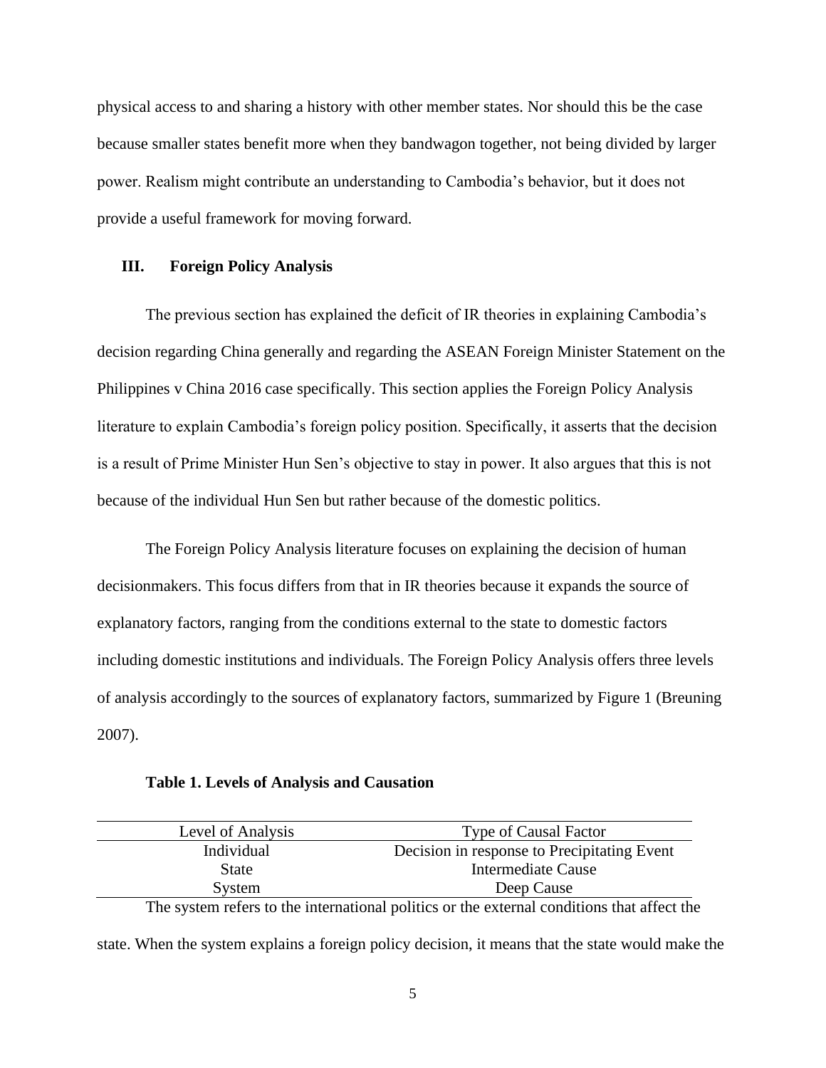physical access to and sharing a history with other member states. Nor should this be the case because smaller states benefit more when they bandwagon together, not being divided by larger power. Realism might contribute an understanding to Cambodia's behavior, but it does not provide a useful framework for moving forward.

## III. Foreign Policy Analysis

The previous section has explained the deficit of IR theories in explaining Cambodia's decision regarding China generally and regarding the ASEAN Foreign Minister Statement on the Philippines v China 2016 case specifically. This section applies the Foreign Policy Analysis literature to explain Cambodia's foreign policy position. Specifically, it asserts that the decision is a result of Prime Minister Hun Sen's objective to stay in power. It also argues that this is not because of the individual Hun Sen but rather because of the domestic politics.

The Foreign Policy Analysis literature focuses on explaining the decision of human decisionmakers. This focus differs from that in IR theories because it expands the source of explanatory factors, ranging from the conditions external to the state to domestic factors including domestic institutions and individuals. The Foreign Policy Analysis offers three levels of analysis accordingly to the sources of explanatory factors, summarized by Figure 1 (Breuning 2007).

**Table 1. Levels of Analysis and Causation**

| Level of Analysis | Type of Causal Factor |
|---|---|
| Individual | Decision in response to Precipitating Event |
| State | Intermediate Cause |
| System | Deep Cause |

The system refers to the international politics or the external conditions that affect the state. When the system explains a foreign policy decision, it means that the state would make the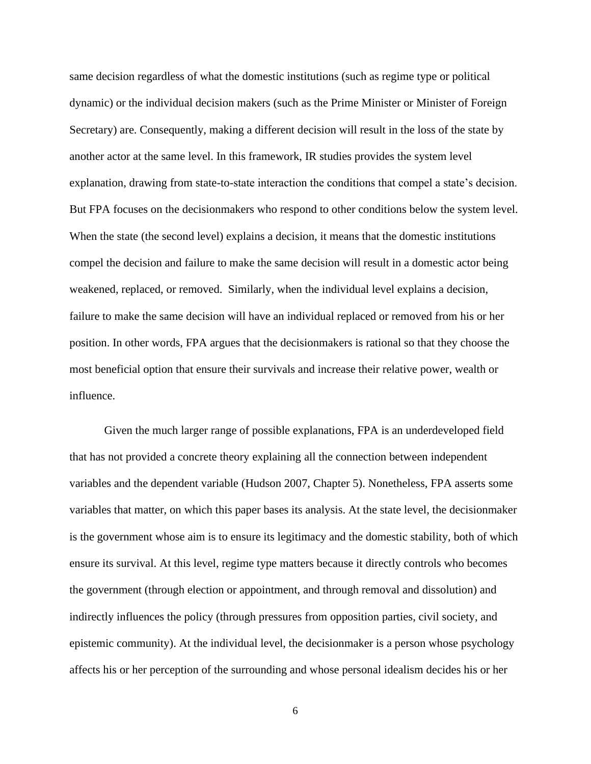same decision regardless of what the domestic institutions (such as regime type or political dynamic) or the individual decision makers (such as the Prime Minister or Minister of Foreign Secretary) are. Consequently, making a different decision will result in the loss of the state by another actor at the same level. In this framework, IR studies provides the system level explanation, drawing from state-to-state interaction the conditions that compel a state's decision. But FPA focuses on the decisionmakers who respond to other conditions below the system level. When the state (the second level) explains a decision, it means that the domestic institutions compel the decision and failure to make the same decision will result in a domestic actor being weakened, replaced, or removed. Similarly, when the individual level explains a decision, failure to make the same decision will have an individual replaced or removed from his or her position. In other words, FPA argues that the decisionmakers is rational so that they choose the most beneficial option that ensure their survivals and increase their relative power, wealth or influence.

Given the much larger range of possible explanations, FPA is an underdeveloped field that has not provided a concrete theory explaining all the connection between independent variables and the dependent variable (Hudson 2007, Chapter 5). Nonetheless, FPA asserts some variables that matter, on which this paper bases its analysis. At the state level, the decisionmaker is the government whose aim is to ensure its legitimacy and the domestic stability, both of which ensure its survival. At this level, regime type matters because it directly controls who becomes the government (through election or appointment, and through removal and dissolution) and indirectly influences the policy (through pressures from opposition parties, civil society, and epistemic community). At the individual level, the decisionmaker is a person whose psychology affects his or her perception of the surrounding and whose personal idealism decides his or her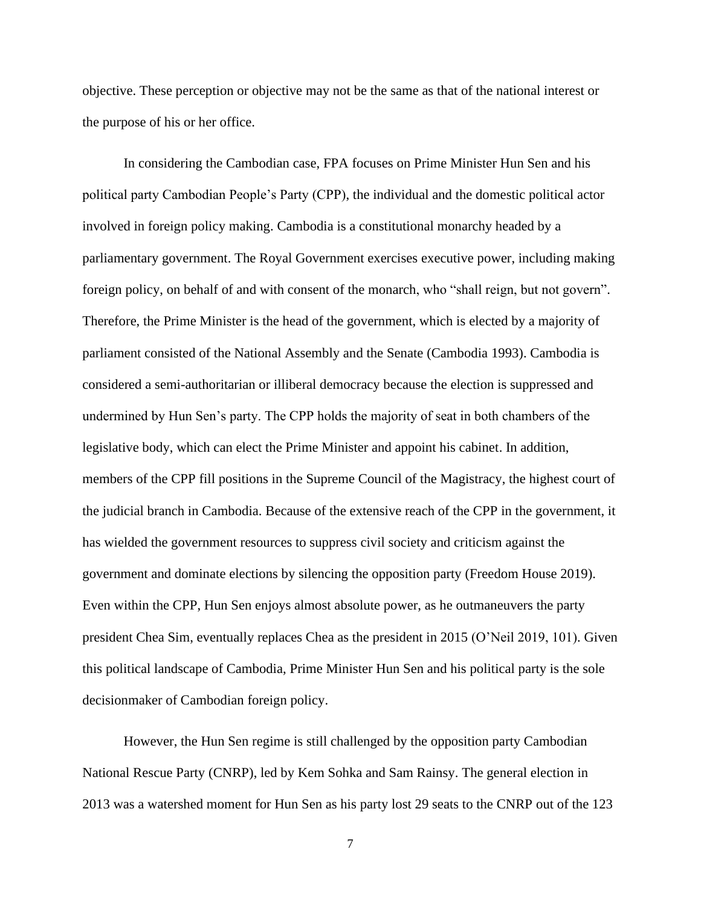objective. These perception or objective may not be the same as that of the national interest or the purpose of his or her office.

In considering the Cambodian case, FPA focuses on Prime Minister Hun Sen and his political party Cambodian People's Party (CPP), the individual and the domestic political actor involved in foreign policy making. Cambodia is a constitutional monarchy headed by a parliamentary government. The Royal Government exercises executive power, including making foreign policy, on behalf of and with consent of the monarch, who "shall reign, but not govern". Therefore, the Prime Minister is the head of the government, which is elected by a majority of parliament consisted of the National Assembly and the Senate (Cambodia 1993). Cambodia is considered a semi-authoritarian or illiberal democracy because the election is suppressed and undermined by Hun Sen's party. The CPP holds the majority of seat in both chambers of the legislative body, which can elect the Prime Minister and appoint his cabinet. In addition, members of the CPP fill positions in the Supreme Council of the Magistracy, the highest court of the judicial branch in Cambodia. Because of the extensive reach of the CPP in the government, it has wielded the government resources to suppress civil society and criticism against the government and dominate elections by silencing the opposition party (Freedom House 2019). Even within the CPP, Hun Sen enjoys almost absolute power, as he outmaneuvers the party president Chea Sim, eventually replaces Chea as the president in 2015 (O'Neil 2019, 101). Given this political landscape of Cambodia, Prime Minister Hun Sen and his political party is the sole decisionmaker of Cambodian foreign policy.

However, the Hun Sen regime is still challenged by the opposition party Cambodian National Rescue Party (CNRP), led by Kem Sohka and Sam Rainsy. The general election in 2013 was a watershed moment for Hun Sen as his party lost 29 seats to the CNRP out of the 123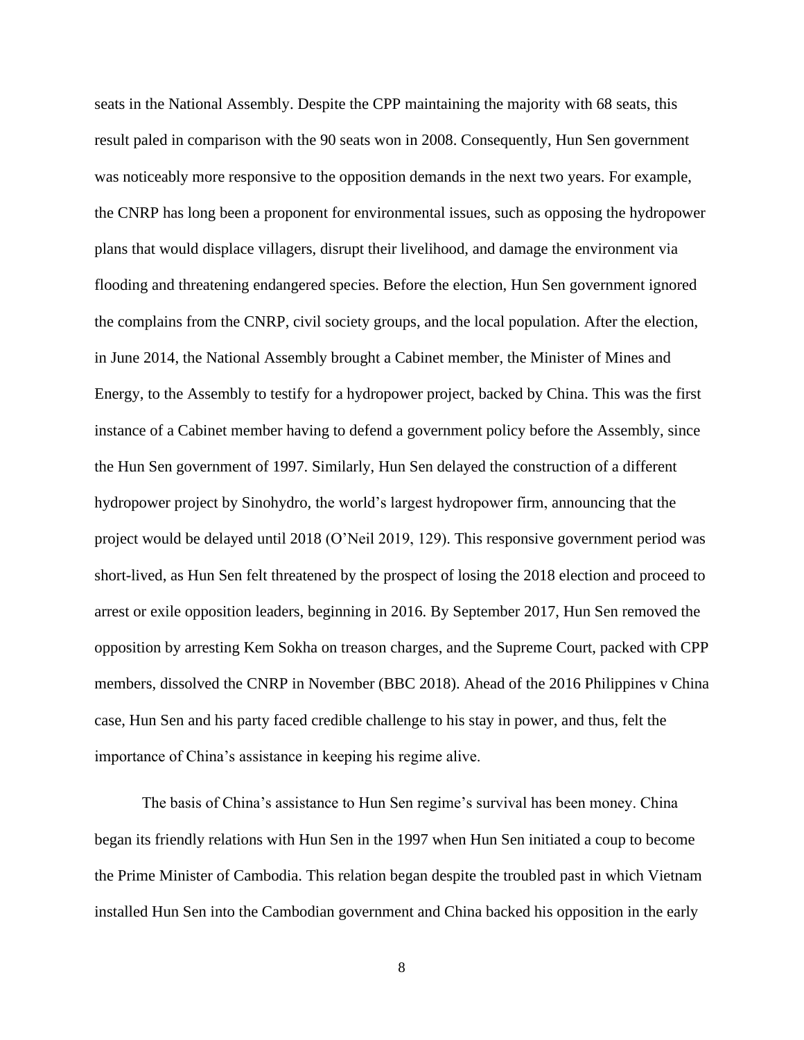seats in the National Assembly. Despite the CPP maintaining the majority with 68 seats, this result paled in comparison with the 90 seats won in 2008. Consequently, Hun Sen government was noticeably more responsive to the opposition demands in the next two years. For example, the CNRP has long been a proponent for environmental issues, such as opposing the hydropower plans that would displace villagers, disrupt their livelihood, and damage the environment via flooding and threatening endangered species. Before the election, Hun Sen government ignored the complains from the CNRP, civil society groups, and the local population. After the election, in June 2014, the National Assembly brought a Cabinet member, the Minister of Mines and Energy, to the Assembly to testify for a hydropower project, backed by China. This was the first instance of a Cabinet member having to defend a government policy before the Assembly, since the Hun Sen government of 1997. Similarly, Hun Sen delayed the construction of a different hydropower project by Sinohydro, the world's largest hydropower firm, announcing that the project would be delayed until 2018 (O'Neil 2019, 129). This responsive government period was short-lived, as Hun Sen felt threatened by the prospect of losing the 2018 election and proceed to arrest or exile opposition leaders, beginning in 2016. By September 2017, Hun Sen removed the opposition by arresting Kem Sokha on treason charges, and the Supreme Court, packed with CPP members, dissolved the CNRP in November (BBC 2018). Ahead of the 2016 Philippines v China case, Hun Sen and his party faced credible challenge to his stay in power, and thus, felt the importance of China's assistance in keeping his regime alive.

The basis of China's assistance to Hun Sen regime's survival has been money. China began its friendly relations with Hun Sen in the 1997 when Hun Sen initiated a coup to become the Prime Minister of Cambodia. This relation began despite the troubled past in which Vietnam installed Hun Sen into the Cambodian government and China backed his opposition in the early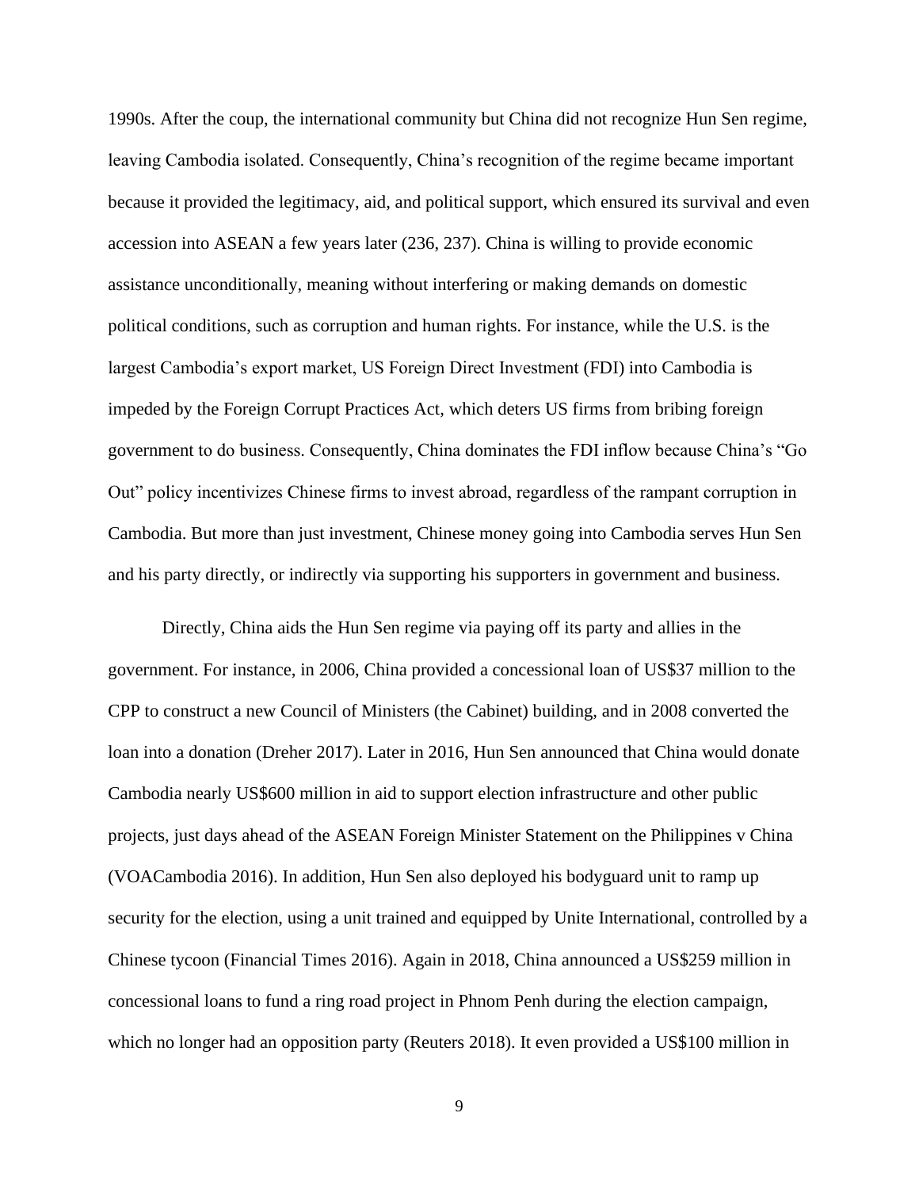1990s. After the coup, the international community but China did not recognize Hun Sen regime, leaving Cambodia isolated. Consequently, China's recognition of the regime became important because it provided the legitimacy, aid, and political support, which ensured its survival and even accession into ASEAN a few years later (236, 237). China is willing to provide economic assistance unconditionally, meaning without interfering or making demands on domestic political conditions, such as corruption and human rights. For instance, while the U.S. is the largest Cambodia's export market, US Foreign Direct Investment (FDI) into Cambodia is impeded by the Foreign Corrupt Practices Act, which deters US firms from bribing foreign government to do business. Consequently, China dominates the FDI inflow because China's "Go Out" policy incentivizes Chinese firms to invest abroad, regardless of the rampant corruption in Cambodia. But more than just investment, Chinese money going into Cambodia serves Hun Sen and his party directly, or indirectly via supporting his supporters in government and business.

Directly, China aids the Hun Sen regime via paying off its party and allies in the government. For instance, in 2006, China provided a concessional loan of US$37 million to the CPP to construct a new Council of Ministers (the Cabinet) building, and in 2008 converted the loan into a donation (Dreher 2017). Later in 2016, Hun Sen announced that China would donate Cambodia nearly US$600 million in aid to support election infrastructure and other public projects, just days ahead of the ASEAN Foreign Minister Statement on the Philippines v China (VOACambodia 2016). In addition, Hun Sen also deployed his bodyguard unit to ramp up security for the election, using a unit trained and equipped by Unite International, controlled by a Chinese tycoon (Financial Times 2016). Again in 2018, China announced a US$259 million in concessional loans to fund a ring road project in Phnom Penh during the election campaign, which no longer had an opposition party (Reuters 2018). It even provided a US$100 million in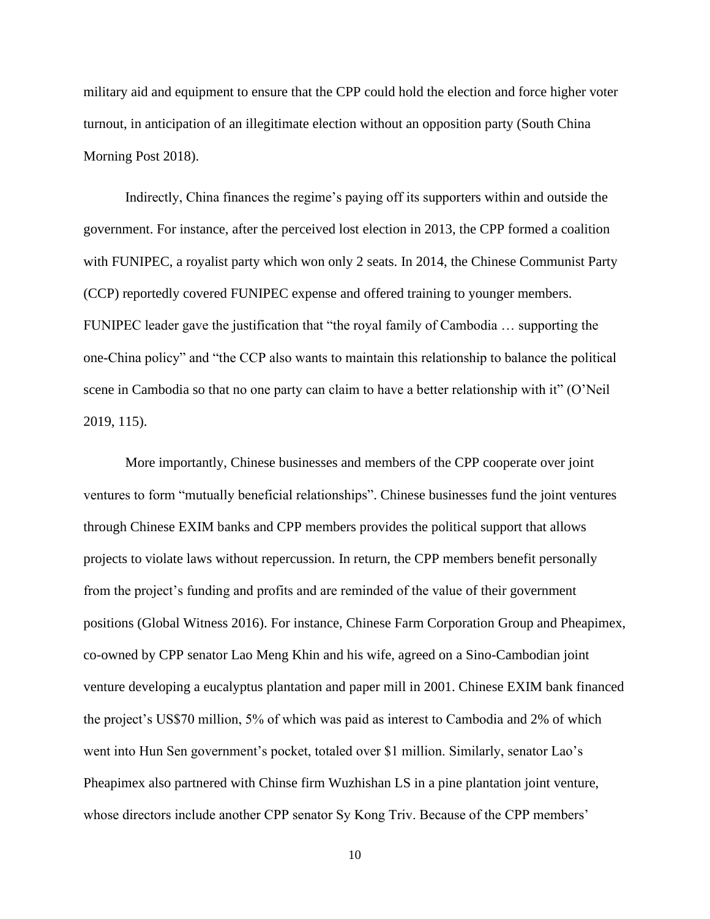military aid and equipment to ensure that the CPP could hold the election and force higher voter turnout, in anticipation of an illegitimate election without an opposition party (South China Morning Post 2018).

Indirectly, China finances the regime's paying off its supporters within and outside the government. For instance, after the perceived lost election in 2013, the CPP formed a coalition with FUNIPEC, a royalist party which won only 2 seats. In 2014, the Chinese Communist Party (CCP) reportedly covered FUNIPEC expense and offered training to younger members. FUNIPEC leader gave the justification that "the royal family of Cambodia … supporting the one-China policy" and "the CCP also wants to maintain this relationship to balance the political scene in Cambodia so that no one party can claim to have a better relationship with it" (O'Neil 2019, 115).

More importantly, Chinese businesses and members of the CPP cooperate over joint ventures to form "mutually beneficial relationships". Chinese businesses fund the joint ventures through Chinese EXIM banks and CPP members provides the political support that allows projects to violate laws without repercussion. In return, the CPP members benefit personally from the project's funding and profits and are reminded of the value of their government positions (Global Witness 2016). For instance, Chinese Farm Corporation Group and Pheapimex, co-owned by CPP senator Lao Meng Khin and his wife, agreed on a Sino-Cambodian joint venture developing a eucalyptus plantation and paper mill in 2001. Chinese EXIM bank financed the project's US$70 million, 5% of which was paid as interest to Cambodia and 2% of which went into Hun Sen government's pocket, totaled over $1 million. Similarly, senator Lao's Pheapimex also partnered with Chinse firm Wuzhishan LS in a pine plantation joint venture, whose directors include another CPP senator Sy Kong Triv. Because of the CPP members'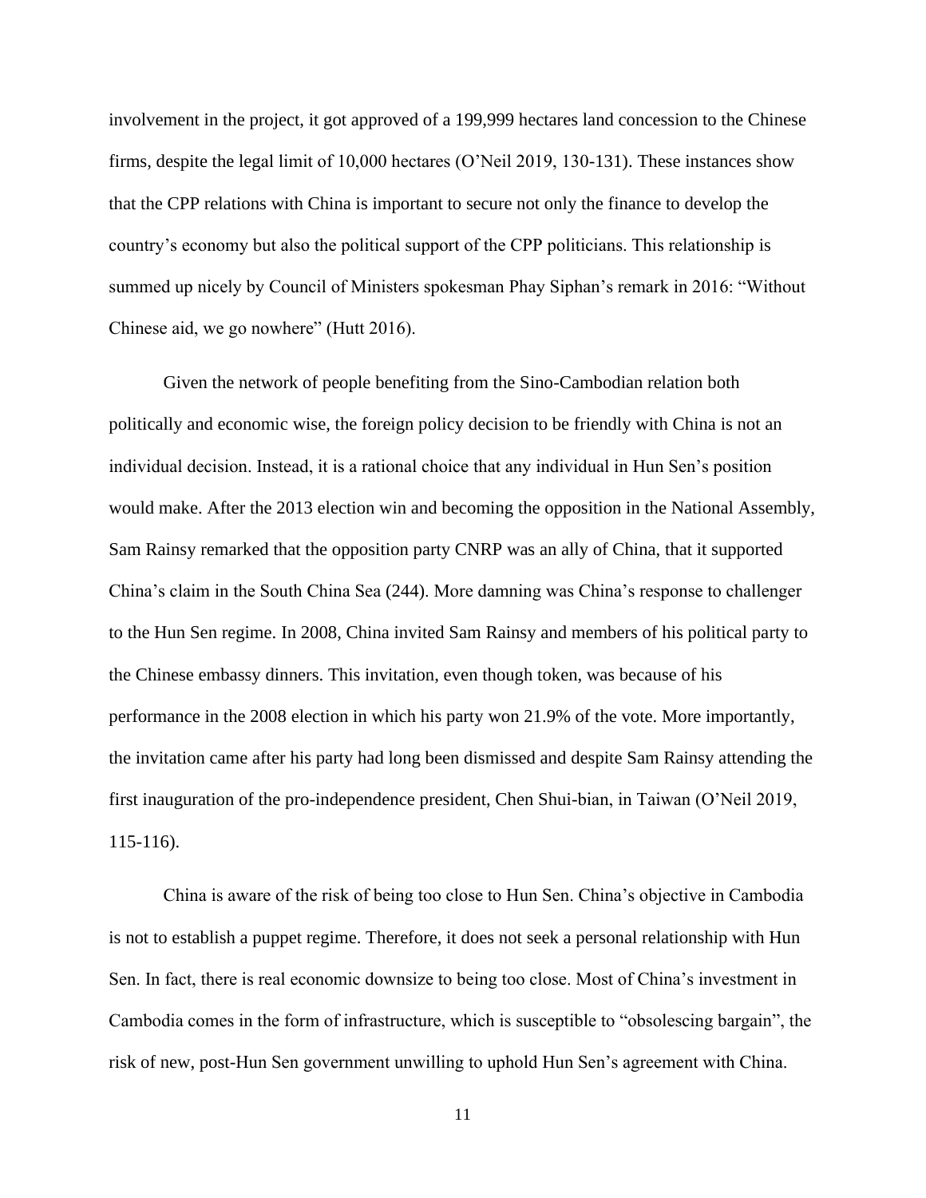involvement in the project, it got approved of a 199,999 hectares land concession to the Chinese firms, despite the legal limit of 10,000 hectares (O'Neil 2019, 130-131). These instances show that the CPP relations with China is important to secure not only the finance to develop the country's economy but also the political support of the CPP politicians. This relationship is summed up nicely by Council of Ministers spokesman Phay Siphan's remark in 2016: "Without Chinese aid, we go nowhere" (Hutt 2016).

Given the network of people benefiting from the Sino-Cambodian relation both politically and economic wise, the foreign policy decision to be friendly with China is not an individual decision. Instead, it is a rational choice that any individual in Hun Sen's position would make. After the 2013 election win and becoming the opposition in the National Assembly, Sam Rainsy remarked that the opposition party CNRP was an ally of China, that it supported China's claim in the South China Sea (244). More damning was China's response to challenger to the Hun Sen regime. In 2008, China invited Sam Rainsy and members of his political party to the Chinese embassy dinners. This invitation, even though token, was because of his performance in the 2008 election in which his party won 21.9% of the vote. More importantly, the invitation came after his party had long been dismissed and despite Sam Rainsy attending the first inauguration of the pro-independence president, Chen Shui-bian, in Taiwan (O'Neil 2019, 115-116).

China is aware of the risk of being too close to Hun Sen. China's objective in Cambodia is not to establish a puppet regime. Therefore, it does not seek a personal relationship with Hun Sen. In fact, there is real economic downsize to being too close. Most of China's investment in Cambodia comes in the form of infrastructure, which is susceptible to "obsolescing bargain", the risk of new, post-Hun Sen government unwilling to uphold Hun Sen's agreement with China.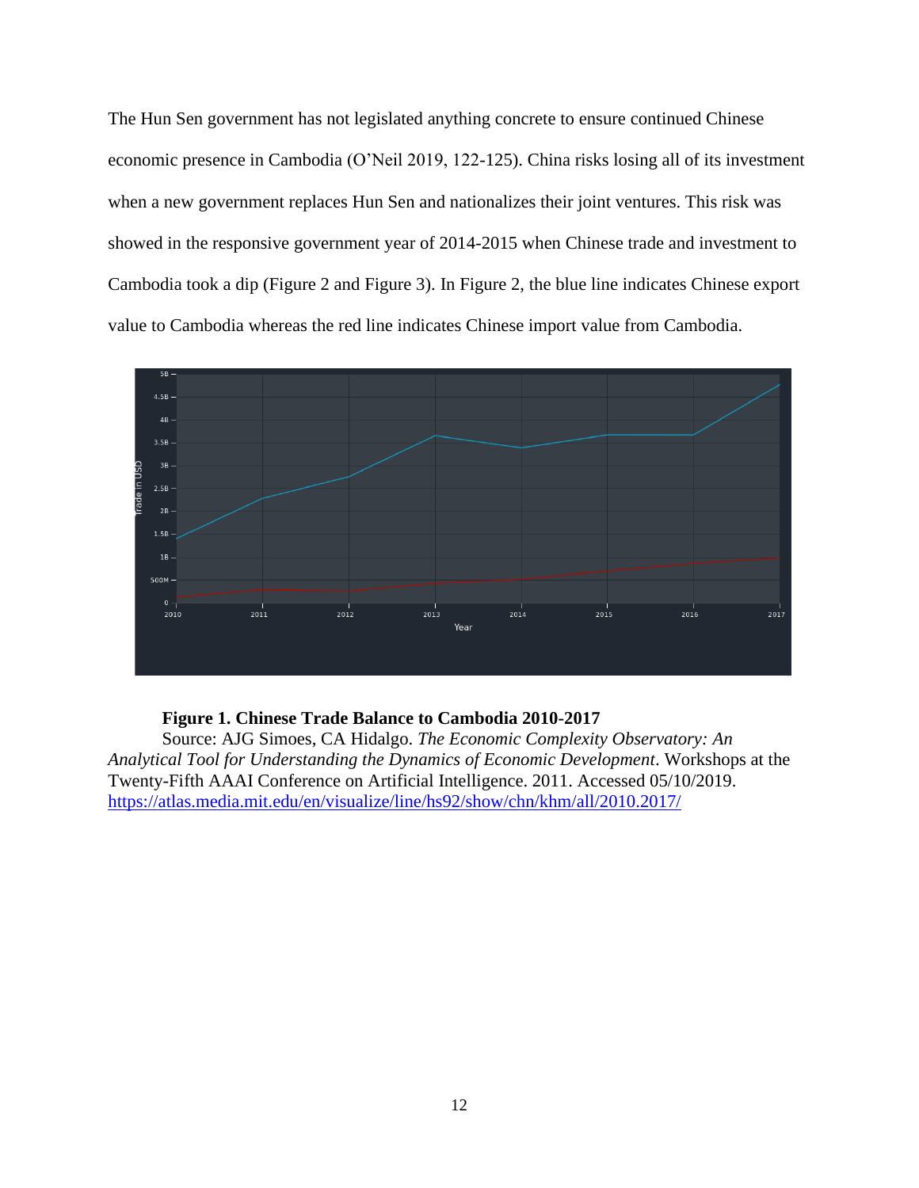The Hun Sen government has not legislated anything concrete to ensure continued Chinese economic presence in Cambodia (O'Neil 2019, 122-125). China risks losing all of its investment when a new government replaces Hun Sen and nationalizes their joint ventures. This risk was showed in the responsive government year of 2014-2015 when Chinese trade and investment to Cambodia took a dip (Figure 2 and Figure 3). In Figure 2, the blue line indicates Chinese export value to Cambodia whereas the red line indicates Chinese import value from Cambodia.

**Figure 1. Chinese Trade Balance to Cambodia 2010-2017**

Source: AJG Simoes, CA Hidalgo. *The Economic Complexity Observatory: An Analytical Tool for Understanding the Dynamics of Economic Development*. Workshops at the Twenty-Fifth AAAI Conference on Artificial Intelligence. 2011. Accessed 05/10/2019. https://atlas.media.mit.edu/en/visualize/line/hs92/show/chn/khm/all/2010.2017/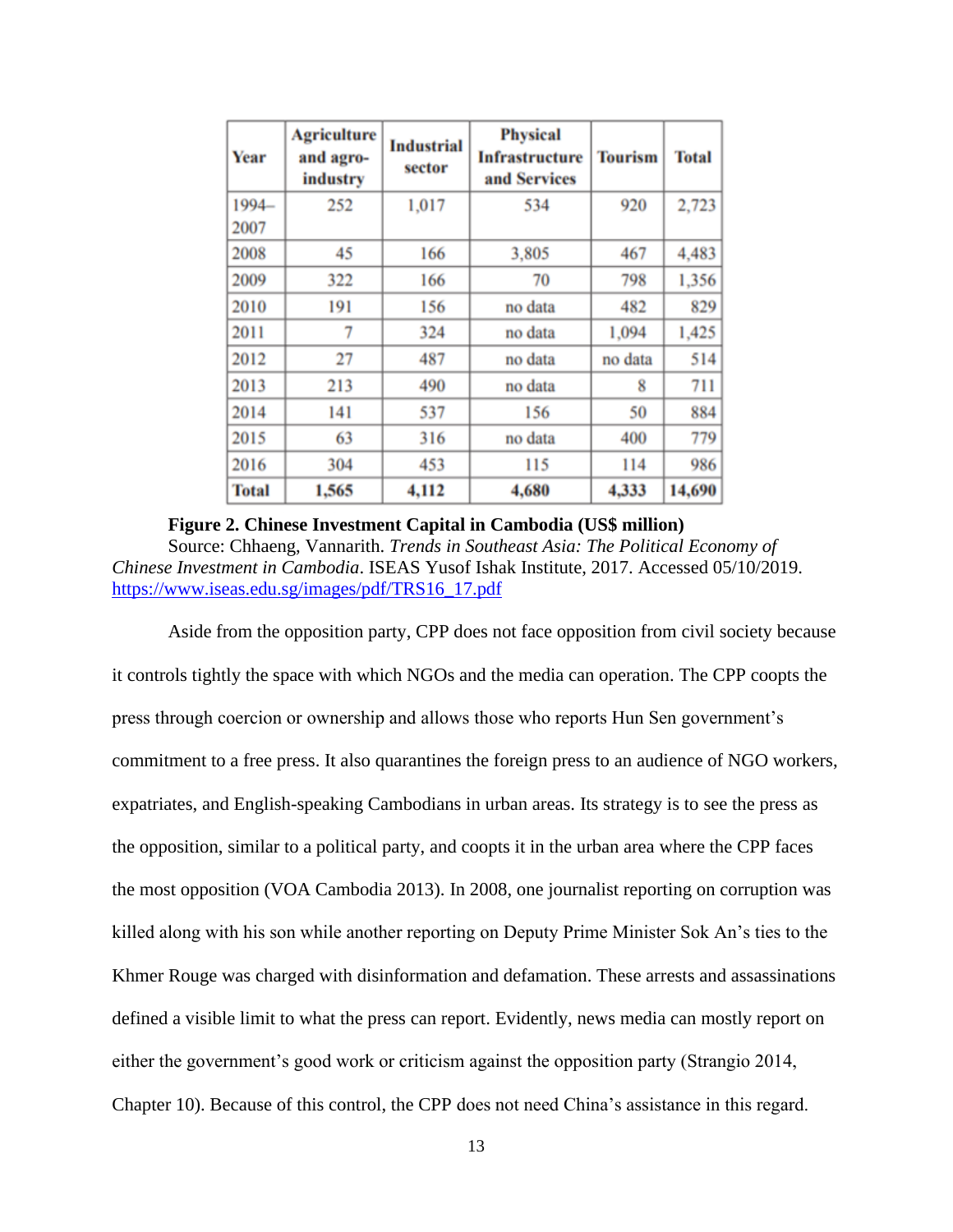| Year | Agriculture and agro-industry | Industrial sector | Physical Infrastructure and Services | Tourism | Total |
|---|---|---|---|---|---|
| 1994–2007 | 252 | 1,017 | 534 | 920 | 2,723 |
| 2008 | 45 | 166 | 3,805 | 467 | 4,483 |
| 2009 | 322 | 166 | 70 | 798 | 1,356 |
| 2010 | 191 | 156 | no data | 482 | 829 |
| 2011 | 7 | 324 | no data | 1,094 | 1,425 |
| 2012 | 27 | 487 | no data | no data | 514 |
| 2013 | 213 | 490 | no data | 8 | 711 |
| 2014 | 141 | 537 | 156 | 50 | 884 |
| 2015 | 63 | 316 | no data | 400 | 779 |
| 2016 | 304 | 453 | 115 | 114 | 986 |
| **Total** | **1,565** | **4,112** | **4,680** | **4,333** | **14,690** |

**Figure 2. Chinese Investment Capital in Cambodia (US$ million)**
Source: Chhaeng, Vannarith. *Trends in Southeast Asia: The Political Economy of Chinese Investment in Cambodia*. ISEAS Yusof Ishak Institute, 2017. Accessed 05/10/2019. https://www.iseas.edu.sg/images/pdf/TRS16_17.pdf

Aside from the opposition party, CPP does not face opposition from civil society because it controls tightly the space with which NGOs and the media can operation. The CPP coopts the press through coercion or ownership and allows those who reports Hun Sen government's commitment to a free press. It also quarantines the foreign press to an audience of NGO workers, expatriates, and English-speaking Cambodians in urban areas. Its strategy is to see the press as the opposition, similar to a political party, and coopts it in the urban area where the CPP faces the most opposition (VOA Cambodia 2013). In 2008, one journalist reporting on corruption was killed along with his son while another reporting on Deputy Prime Minister Sok An's ties to the Khmer Rouge was charged with disinformation and defamation. These arrests and assassinations defined a visible limit to what the press can report. Evidently, news media can mostly report on either the government's good work or criticism against the opposition party (Strangio 2014, Chapter 10). Because of this control, the CPP does not need China's assistance in this regard.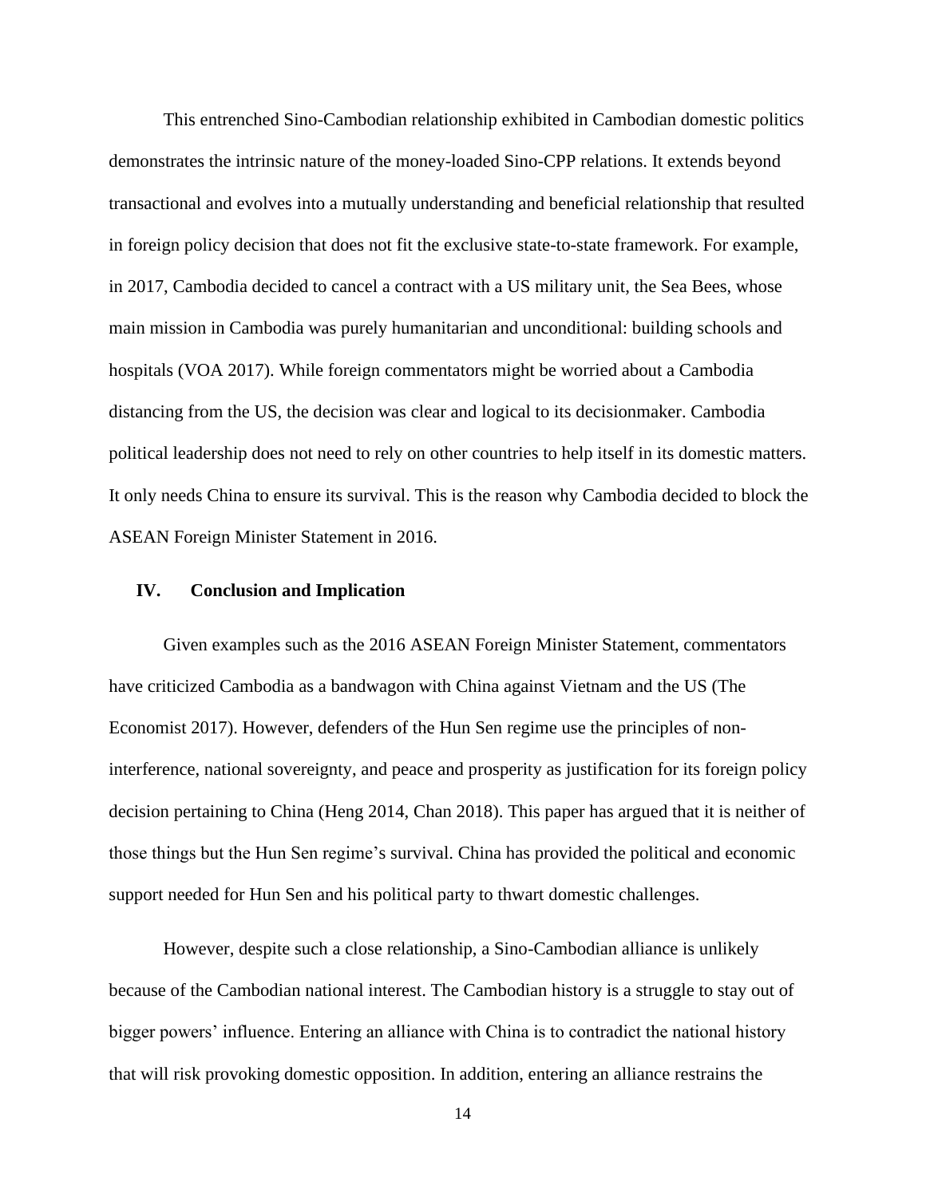This entrenched Sino-Cambodian relationship exhibited in Cambodian domestic politics demonstrates the intrinsic nature of the money-loaded Sino-CPP relations. It extends beyond transactional and evolves into a mutually understanding and beneficial relationship that resulted in foreign policy decision that does not fit the exclusive state-to-state framework. For example, in 2017, Cambodia decided to cancel a contract with a US military unit, the Sea Bees, whose main mission in Cambodia was purely humanitarian and unconditional: building schools and hospitals (VOA 2017). While foreign commentators might be worried about a Cambodia distancing from the US, the decision was clear and logical to its decisionmaker. Cambodia political leadership does not need to rely on other countries to help itself in its domestic matters. It only needs China to ensure its survival. This is the reason why Cambodia decided to block the ASEAN Foreign Minister Statement in 2016.

## IV. Conclusion and Implication

Given examples such as the 2016 ASEAN Foreign Minister Statement, commentators have criticized Cambodia as a bandwagon with China against Vietnam and the US (The Economist 2017). However, defenders of the Hun Sen regime use the principles of non-interference, national sovereignty, and peace and prosperity as justification for its foreign policy decision pertaining to China (Heng 2014, Chan 2018). This paper has argued that it is neither of those things but the Hun Sen regime's survival. China has provided the political and economic support needed for Hun Sen and his political party to thwart domestic challenges.

However, despite such a close relationship, a Sino-Cambodian alliance is unlikely because of the Cambodian national interest. The Cambodian history is a struggle to stay out of bigger powers' influence. Entering an alliance with China is to contradict the national history that will risk provoking domestic opposition. In addition, entering an alliance restrains the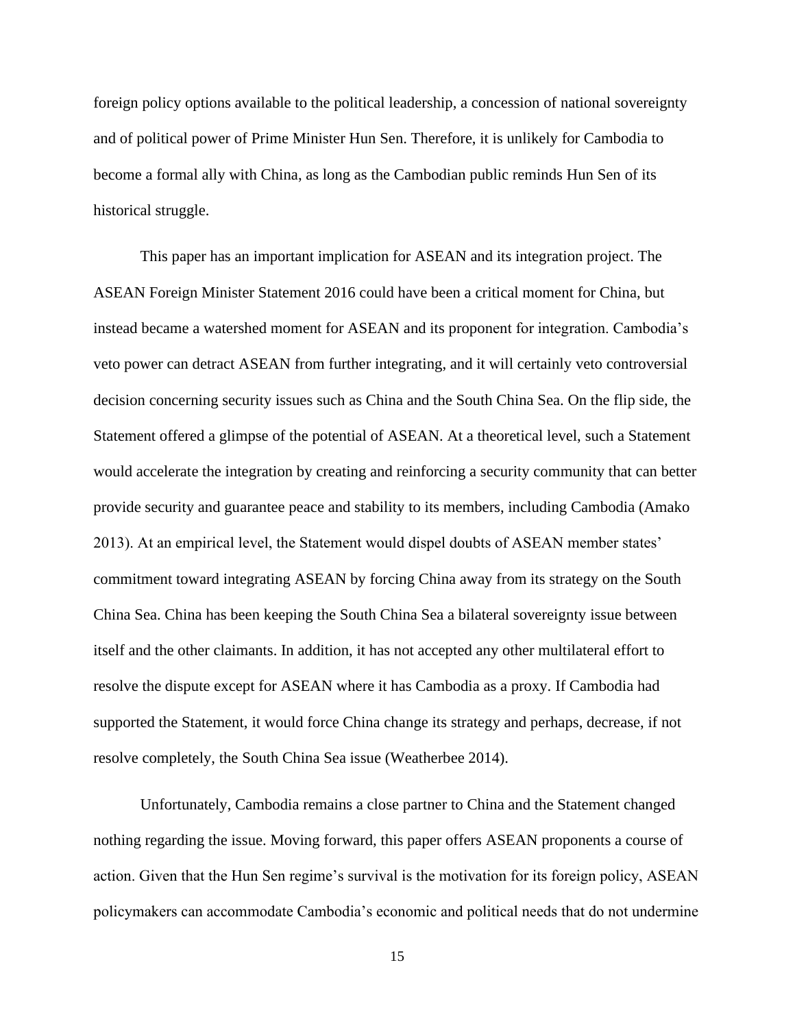foreign policy options available to the political leadership, a concession of national sovereignty and of political power of Prime Minister Hun Sen. Therefore, it is unlikely for Cambodia to become a formal ally with China, as long as the Cambodian public reminds Hun Sen of its historical struggle.

This paper has an important implication for ASEAN and its integration project. The ASEAN Foreign Minister Statement 2016 could have been a critical moment for China, but instead became a watershed moment for ASEAN and its proponent for integration. Cambodia's veto power can detract ASEAN from further integrating, and it will certainly veto controversial decision concerning security issues such as China and the South China Sea. On the flip side, the Statement offered a glimpse of the potential of ASEAN. At a theoretical level, such a Statement would accelerate the integration by creating and reinforcing a security community that can better provide security and guarantee peace and stability to its members, including Cambodia (Amako 2013). At an empirical level, the Statement would dispel doubts of ASEAN member states' commitment toward integrating ASEAN by forcing China away from its strategy on the South China Sea. China has been keeping the South China Sea a bilateral sovereignty issue between itself and the other claimants. In addition, it has not accepted any other multilateral effort to resolve the dispute except for ASEAN where it has Cambodia as a proxy. If Cambodia had supported the Statement, it would force China change its strategy and perhaps, decrease, if not resolve completely, the South China Sea issue (Weatherbee 2014).

Unfortunately, Cambodia remains a close partner to China and the Statement changed nothing regarding the issue. Moving forward, this paper offers ASEAN proponents a course of action. Given that the Hun Sen regime's survival is the motivation for its foreign policy, ASEAN policymakers can accommodate Cambodia's economic and political needs that do not undermine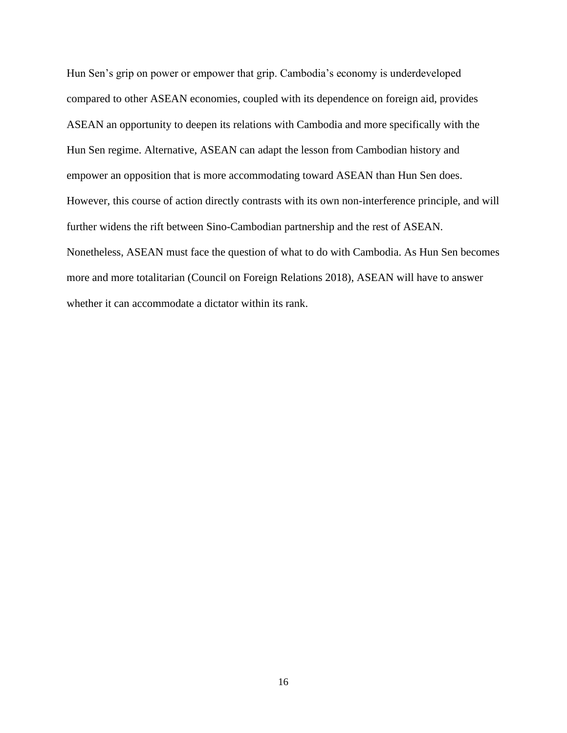Hun Sen's grip on power or empower that grip. Cambodia's economy is underdeveloped compared to other ASEAN economies, coupled with its dependence on foreign aid, provides ASEAN an opportunity to deepen its relations with Cambodia and more specifically with the Hun Sen regime. Alternative, ASEAN can adapt the lesson from Cambodian history and empower an opposition that is more accommodating toward ASEAN than Hun Sen does. However, this course of action directly contrasts with its own non-interference principle, and will further widens the rift between Sino-Cambodian partnership and the rest of ASEAN. Nonetheless, ASEAN must face the question of what to do with Cambodia. As Hun Sen becomes more and more totalitarian (Council on Foreign Relations 2018), ASEAN will have to answer whether it can accommodate a dictator within its rank.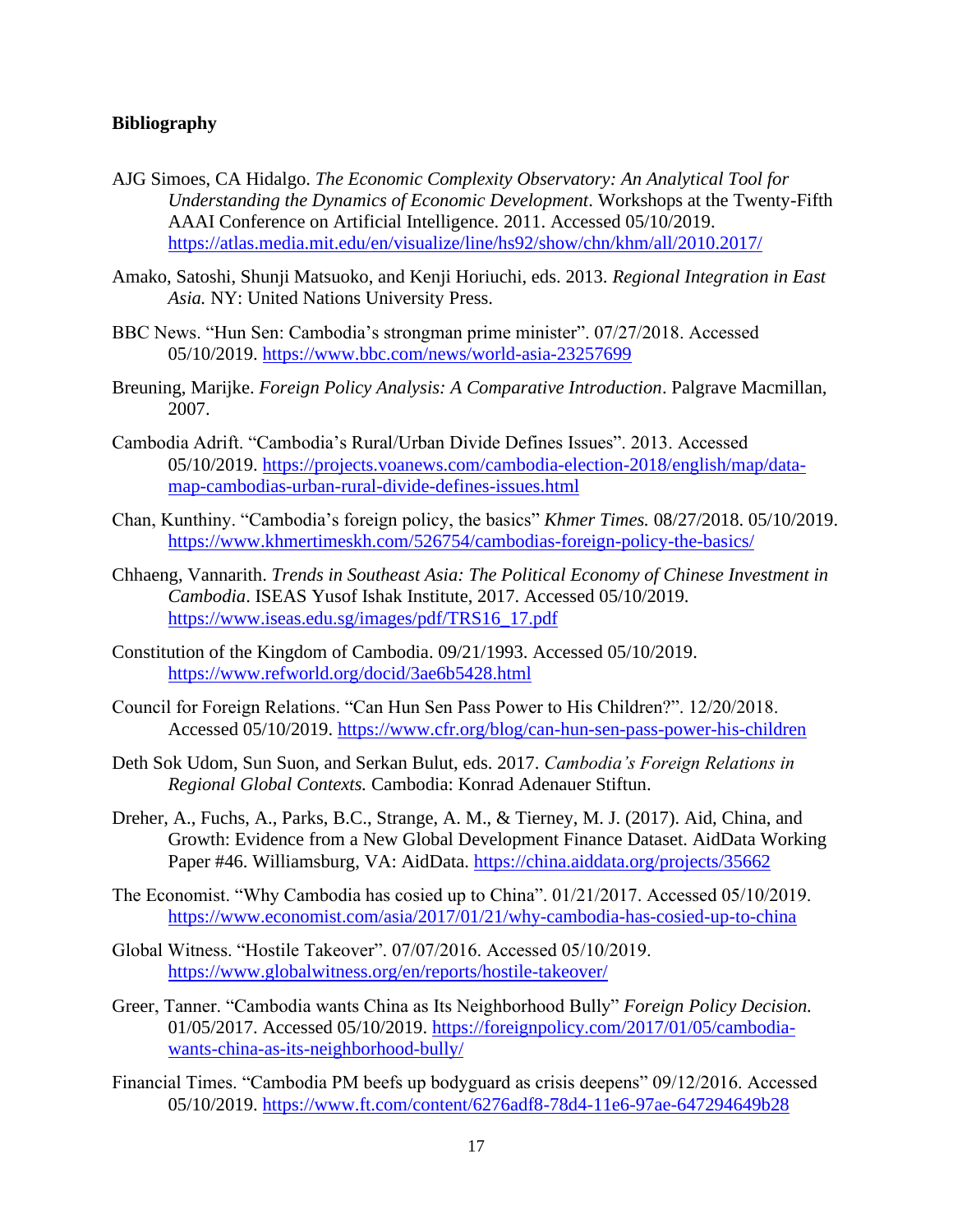**Bibliography**

AJG Simoes, CA Hidalgo. *The Economic Complexity Observatory: An Analytical Tool for Understanding the Dynamics of Economic Development*. Workshops at the Twenty-Fifth AAAI Conference on Artificial Intelligence. 2011. Accessed 05/10/2019. https://atlas.media.mit.edu/en/visualize/line/hs92/show/chn/khm/all/2010.2017/

Amako, Satoshi, Shunji Matsuoko, and Kenji Horiuchi, eds. 2013. *Regional Integration in East Asia.* NY: United Nations University Press.

BBC News. "Hun Sen: Cambodia's strongman prime minister". 07/27/2018. Accessed 05/10/2019. https://www.bbc.com/news/world-asia-23257699

Breuning, Marijke. *Foreign Policy Analysis: A Comparative Introduction*. Palgrave Macmillan, 2007.

Cambodia Adrift. "Cambodia's Rural/Urban Divide Defines Issues". 2013. Accessed 05/10/2019. https://projects.voanews.com/cambodia-election-2018/english/map/data-map-cambodias-urban-rural-divide-defines-issues.html

Chan, Kunthiny. "Cambodia's foreign policy, the basics" *Khmer Times.* 08/27/2018. 05/10/2019. https://www.khmertimeskh.com/526754/cambodias-foreign-policy-the-basics/

Chhaeng, Vannarith. *Trends in Southeast Asia: The Political Economy of Chinese Investment in Cambodia*. ISEAS Yusof Ishak Institute, 2017. Accessed 05/10/2019. https://www.iseas.edu.sg/images/pdf/TRS16_17.pdf

Constitution of the Kingdom of Cambodia. 09/21/1993. Accessed 05/10/2019. https://www.refworld.org/docid/3ae6b5428.html

Council for Foreign Relations. "Can Hun Sen Pass Power to His Children?". 12/20/2018. Accessed 05/10/2019. https://www.cfr.org/blog/can-hun-sen-pass-power-his-children

Deth Sok Udom, Sun Suon, and Serkan Bulut, eds. 2017. *Cambodia's Foreign Relations in Regional Global Contexts.* Cambodia: Konrad Adenauer Stiftun.

Dreher, A., Fuchs, A., Parks, B.C., Strange, A. M., & Tierney, M. J. (2017). Aid, China, and Growth: Evidence from a New Global Development Finance Dataset. AidData Working Paper #46. Williamsburg, VA: AidData. https://china.aiddata.org/projects/35662

The Economist. "Why Cambodia has cosied up to China". 01/21/2017. Accessed 05/10/2019. https://www.economist.com/asia/2017/01/21/why-cambodia-has-cosied-up-to-china

Global Witness. "Hostile Takeover". 07/07/2016. Accessed 05/10/2019. https://www.globalwitness.org/en/reports/hostile-takeover/

Greer, Tanner. "Cambodia wants China as Its Neighborhood Bully" *Foreign Policy Decision.* 01/05/2017. Accessed 05/10/2019. https://foreignpolicy.com/2017/01/05/cambodia-wants-china-as-its-neighborhood-bully/

Financial Times. "Cambodia PM beefs up bodyguard as crisis deepens" 09/12/2016. Accessed 05/10/2019. https://www.ft.com/content/6276adf8-78d4-11e6-97ae-647294649b28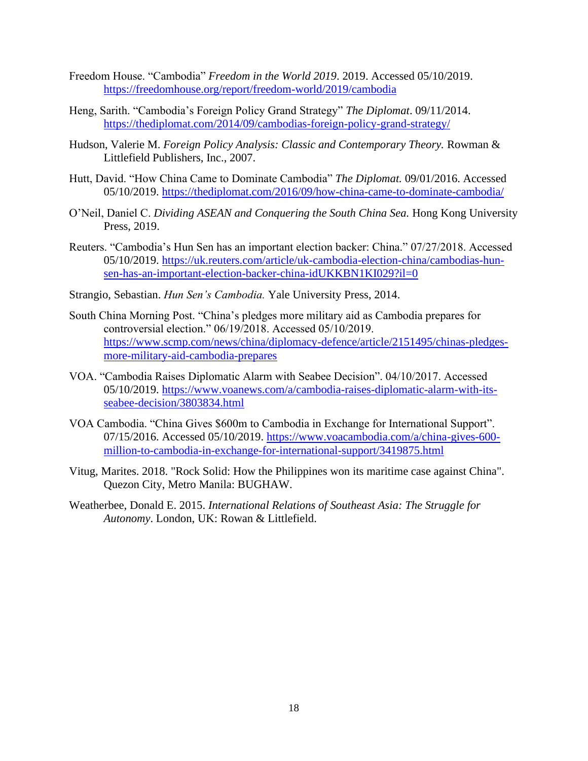Freedom House. "Cambodia" *Freedom in the World 2019*. 2019. Accessed 05/10/2019. https://freedomhouse.org/report/freedom-world/2019/cambodia

Heng, Sarith. "Cambodia's Foreign Policy Grand Strategy" *The Diplomat*. 09/11/2014. https://thediplomat.com/2014/09/cambodias-foreign-policy-grand-strategy/

Hudson, Valerie M. *Foreign Policy Analysis: Classic and Contemporary Theory.* Rowman & Littlefield Publishers, Inc., 2007.

Hutt, David. "How China Came to Dominate Cambodia" *The Diplomat.* 09/01/2016. Accessed 05/10/2019. https://thediplomat.com/2016/09/how-china-came-to-dominate-cambodia/

O'Neil, Daniel C. *Dividing ASEAN and Conquering the South China Sea.* Hong Kong University Press, 2019.

Reuters. "Cambodia's Hun Sen has an important election backer: China." 07/27/2018. Accessed 05/10/2019. https://uk.reuters.com/article/uk-cambodia-election-china/cambodias-hun-sen-has-an-important-election-backer-china-idUKKBN1KI029?il=0

Strangio, Sebastian. *Hun Sen's Cambodia.* Yale University Press, 2014.

South China Morning Post. "China's pledges more military aid as Cambodia prepares for controversial election." 06/19/2018. Accessed 05/10/2019. https://www.scmp.com/news/china/diplomacy-defence/article/2151495/chinas-pledges-more-military-aid-cambodia-prepares

VOA. "Cambodia Raises Diplomatic Alarm with Seabee Decision". 04/10/2017. Accessed 05/10/2019. https://www.voanews.com/a/cambodia-raises-diplomatic-alarm-with-its-seabee-decision/3803834.html

VOA Cambodia. "China Gives $600m to Cambodia in Exchange for International Support". 07/15/2016. Accessed 05/10/2019. https://www.voacambodia.com/a/china-gives-600-million-to-cambodia-in-exchange-for-international-support/3419875.html

Vitug, Marites. 2018. "Rock Solid: How the Philippines won its maritime case against China". Quezon City, Metro Manila: BUGHAW.

Weatherbee, Donald E. 2015. *International Relations of Southeast Asia: The Struggle for Autonomy*. London, UK: Rowan & Littlefield.